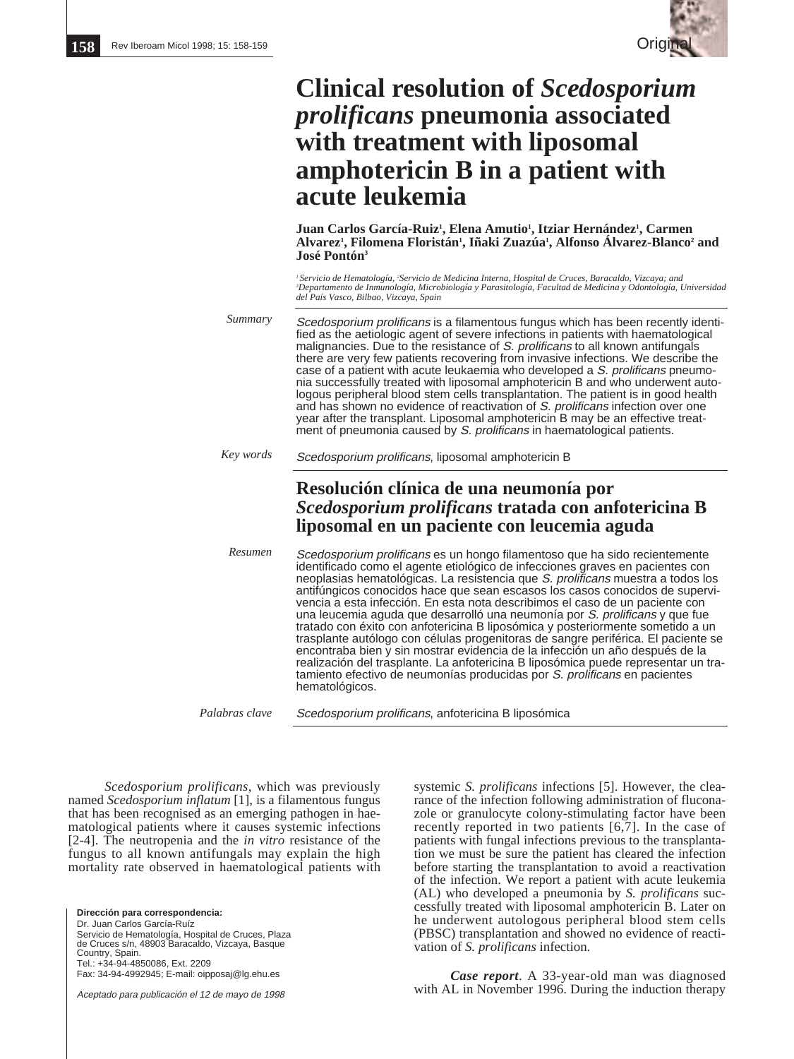# Clinical resolution of *Scedosporium prolificans* pneumonia associated with treatment with liposomal amphotericin B in a patient with acute leukemia

**Juan Carlos García-Ruiz[1], Elena Amutio[1], Itziar Hernández[1], Carmen Alvarez[1], Filomena Floristán[1], Iñaki Zuazúa[1], Alfonso Álvarez-Blanco[2] and José Pontón[3]**

[1] *Servicio de Hematología,* [2] *Servicio de Medicina Interna, Hospital de Cruces, Baracaldo, Vizcaya; and* [3] *Departamento de Inmunología, Microbiología y Parasitología, Facultad de Medicina y Odontología, Universidad del País Vasco, Bilbao, Vizcaya, Spain*

*Summary*

*Scedosporium prolificans* is a filamentous fungus which has been recently identified as the aetiologic agent of severe infections in patients with haematological malignancies. Due to the resistance of *S. prolificans* to all known antifungals there are very few patients recovering from invasive infections. We describe the case of a patient with acute leukaemia who developed a *S. prolificans* pneumonia successfully treated with liposomal amphotericin B and who underwent autologous peripheral blood stem cells transplantation. The patient is in good health and has shown no evidence of reactivation of *S. prolificans* infection over one year after the transplant. Liposomal amphotericin B may be an effective treatment of pneumonia caused by *S. prolificans* in haematological patients.

*Key words*

*Scedosporium prolificans*, liposomal amphotericin B

## Resolución clínica de una neumonía por *Scedosporium prolificans* tratada con anfotericina B liposomal en un paciente con leucemia aguda

*Resumen*

*Scedosporium prolificans* es un hongo filamentoso que ha sido recientemente identificado como el agente etiológico de infecciones graves en pacientes con neoplasias hematológicas. La resistencia que *S. prolificans* muestra a todos los antifúngicos conocidos hace que sean escasos los casos conocidos de supervivencia a esta infección. En esta nota describimos el caso de un paciente con una leucemia aguda que desarrolló una neumonía por *S. prolificans* y que fue tratado con éxito con anfotericina B liposómica y posteriormente sometido a un trasplante autólogo con células progenitoras de sangre periférica. El paciente se encontraba bien y sin mostrar evidencia de la infección un año después de la realización del trasplante. La anfotericina B liposómica puede representar un tratamiento efectivo de neumonías producidas por *S. prolificans* en pacientes hematológicos.

*Palabras clave*

*Scedosporium prolificans*, anfotericina B liposómica

*Scedosporium prolificans*, which was previously named *Scedosporium inflatum* [1], is a filamentous fungus that has been recognised as an emerging pathogen in haematological patients where it causes systemic infections [2-4]. The neutropenia and the *in vitro* resistance of the fungus to all known antifungals may explain the high mortality rate observed in haematological patients with systemic *S. prolificans* infections [5]. However, the clearance of the infection following administration of fluconazole or granulocyte colony-stimulating factor have been recently reported in two patients [6,7]. In the case of patients with fungal infections previous to the transplantation we must be sure the patient has cleared the infection before starting the transplantation to avoid a reactivation of the infection. We report a patient with acute leukemia (AL) who developed a pneumonia by *S. prolificans* successfully treated with liposomal amphotericin B. Later on he underwent autologous peripheral blood stem cells (PBSC) transplantation and showed no evidence of reactivation of *S. prolificans* infection.

***Case report***. A 33-year-old man was diagnosed with AL in November 1996. During the induction therapy

**Dirección para correspondencia:**
Dr. Juan Carlos García-Ruíz
Servicio de Hematología, Hospital de Cruces, Plaza de Cruces s/n, 48903 Baracaldo, Vizcaya, Basque Country, Spain.
Tel.: +34-94-4850086, Ext. 2209
Fax: 34-94-4992945; E-mail: oipposaj@lg.ehu.es

*Aceptado para publicación el 12 de mayo de 1998*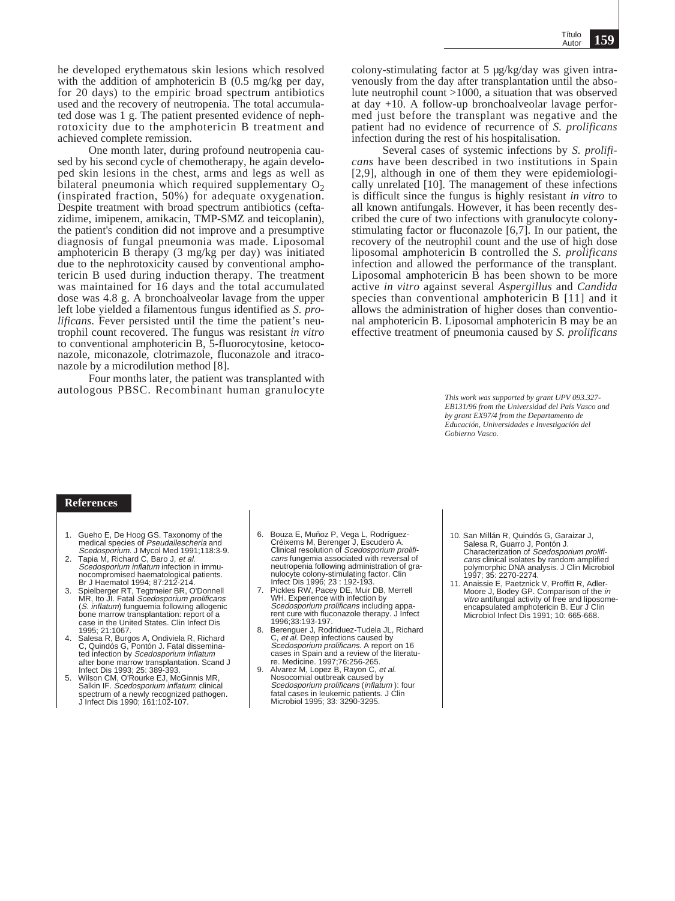he developed erythematous skin lesions which resolved with the addition of amphotericin B (0.5 mg/kg per day, for 20 days) to the empiric broad spectrum antibiotics used and the recovery of neutropenia. The total accumulated dose was 1 g. The patient presented evidence of nephrotoxicity due to the amphotericin B treatment and achieved complete remission.

One month later, during profound neutropenia caused by his second cycle of chemotherapy, he again developed skin lesions in the chest, arms and legs as well as bilateral pneumonia which required supplementary $O_2$ (inspirated fraction, 50%) for adequate oxygenation. Despite treatment with broad spectrum antibiotics (ceftazidime, imipenem, amikacin, TMP-SMZ and teicoplanin), the patient's condition did not improve and a presumptive diagnosis of fungal pneumonia was made. Liposomal amphotericin B therapy (3 mg/kg per day) was initiated due to the nephrotoxicity caused by conventional amphotericin B used during induction therapy. The treatment was maintained for 16 days and the total accumulated dose was 4.8 g. A bronchoalveolar lavage from the upper left lobe yielded a filamentous fungus identified as *S. prolificans*. Fever persisted until the time the patient's neutrophil count recovered. The fungus was resistant *in vitro* to conventional amphotericin B, 5-fluorocytosine, ketoconazole, miconazole, clotrimazole, fluconazole and itraconazole by a microdilution method [8].

Four months later, the patient was transplanted with autologous PBSC. Recombinant human granulocyte colony-stimulating factor at 5 µg/kg/day was given intravenously from the day after transplantation until the absolute neutrophil count >1000, a situation that was observed at day +10. A follow-up bronchoalveolar lavage performed just before the transplant was negative and the patient had no evidence of recurrence of *S. prolificans* infection during the rest of his hospitalisation.

Several cases of systemic infections by *S. prolificans* have been described in two institutions in Spain [2,9], although in one of them they were epidemiologically unrelated [10]. The management of these infections is difficult since the fungus is highly resistant *in vitro* to all known antifungals. However, it has been recently described the cure of two infections with granulocyte colony-stimulating factor or fluconazole [6,7]. In our patient, the recovery of the neutrophil count and the use of high dose liposomal amphotericin B controlled the *S. prolificans* infection and allowed the performance of the transplant. Liposomal amphotericin B has been shown to be more active *in vitro* against several *Aspergillus* and *Candida* species than conventional amphotericin B [11] and it allows the administration of higher doses than conventional amphotericin B. Liposomal amphotericin B may be an effective treatment of pneumonia caused by *S. prolificans*

*This work was supported by grant UPV 093.327-EB131/96 from the Universidad del País Vasco and by grant EX97/4 from the Departamento de Educación, Universidades e Investigación del Gobierno Vasco.*

## References

1. Gueho E, De Hoog GS. Taxonomy of the medical species of *Pseudallescheria* and *Scedosporium*. J Mycol Med 1991;118:3-9.
2. Tapia M, Richard C, Baro J, *et al.* *Scedosporium inflatum* infection in immunocompromised haematological patients. Br J Haematol 1994; 87:212-214.
3. Spielberger RT, Tegtmeier BR, O'Donnell MR, Ito JI. Fatal *Scedosporium prolificans* (*S. inflatum*) funguemia following allogenic bone marrow transplantation: report of a case in the United States. Clin Infect Dis 1995; 21:1067.
4. Salesa R, Burgos A, Ondiviela R, Richard C, Quindós G, Pontón J. Fatal disseminated infection by *Scedosporium inflatum* after bone marrow transplantation. Scand J Infect Dis 1993; 25: 389-393.
5. Wilson CM, O'Rourke EJ, McGinnis MR, Salkin IF. *Scedosporium inflatum*: clinical spectrum of a newly recognized pathogen. J Infect Dis 1990; 161:102-107.
6. Bouza E, Muñoz P, Vega L, Rodríguez-Créixems M, Berenger J, Escudero A. Clinical resolution of *Scedosporium prolificans* fungemia associated with reversal of neutropenia following administration of granulocyte colony-stimulating factor. Clin Infect Dis 1996; 23 : 192-193.
7. Pickles RW, Pacey DE, Muir DB, Merrell WH. Experience with infection by *Scedosporium prolificans* including apparent cure with fluconazole therapy. J Infect 1996;33:193-197.
8. Berenguer J, Rodriduez-Tudela JL, Richard C, *et al.* Deep infections caused by *Scedosporium prolificans*. A report on 16 cases in Spain and a review of the literature. Medicine. 1997;76:256-265.
9. Alvarez M, Lopez B, Rayon C, *et al.* Nosocomial outbreak caused by *Scedosporium prolificans* (*inflatum*): four fatal cases in leukemic patients. J Clin Microbiol 1995; 33: 3290-3295.
10. San Millán R, Quindós G, Garaizar J, Salesa R, Guarro J, Pontón J. Characterization of *Scedosporium prolificans* clinical isolates by random amplified polymorphic DNA analysis. J Clin Microbiol 1997; 35: 2270-2274.
11. Anaissie E, Paetznick V, Proffitt R, Adler-Moore J, Bodey GP. Comparison of the *in vitro* antifungal activity of free and liposome-encapsulated amphotericin B. Eur J Clin Microbiol Infect Dis 1991; 10: 665-668.